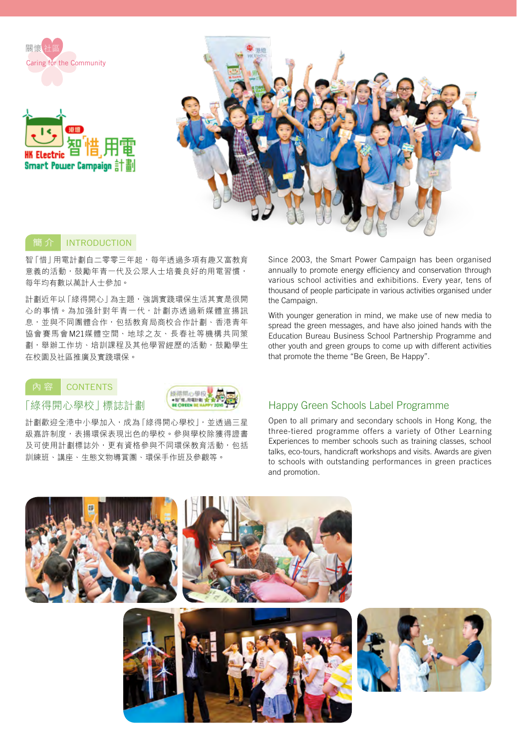關懷社區
Caring for the Community

HK Electric 智「惜」用電
Smart Power Campaign 計劃

## 簡介 INTRODUCTION

智「惜」用電計劃自二零零三年起，每年透過多項有趣又富教育意義的活動，鼓勵年青一代及公眾人士培養良好的用電習慣，每年均有數以萬計人士參加。

計劃近年以「綠得開心」為主題，強調實踐環保生活其實是很開心的事情。為加强針對年青一代，計劃亦透過新媒體宣揚訊息，並與不同團體合作，包括教育局商校合作計劃、香港青年協會賽馬會M21媒體空間、地球之友、長春社等機構共同策劃，舉辦工作坊、培訓課程及其他學習經歷的活動，鼓勵學生在校園及社區推廣及實踐環保。

Since 2003, the Smart Power Campaign has been organised annually to promote energy efficiency and conservation through various school activities and exhibitions. Every year, tens of thousand of people participate in various activities organised under the Campaign.

With younger generation in mind, we make use of new media to spread the green messages, and have also joined hands with the Education Bureau Business School Partnership Programme and other youth and green groups to come up with different activities that promote the theme "Be Green, Be Happy".

## 內容 CONTENTS

### 「綠得開心學校」標誌計劃

計劃歡迎全港中小學加入，成為「綠得開心學校」，並透過三星級嘉許制度，表揚環保表現出色的學校。參與學校除獲得證書及可使用計劃標誌外，更有資格參與不同環保教育活動，包括訓練班、講座、生態文物導賞團、環保手作班及參觀等。

### Happy Green Schools Label Programme

Open to all primary and secondary schools in Hong Kong, the three-tiered programme offers a variety of Other Learning Experiences to member schools such as training classes, school talks, eco-tours, handicraft workshops and visits. Awards are given to schools with outstanding performances in green practices and promotion.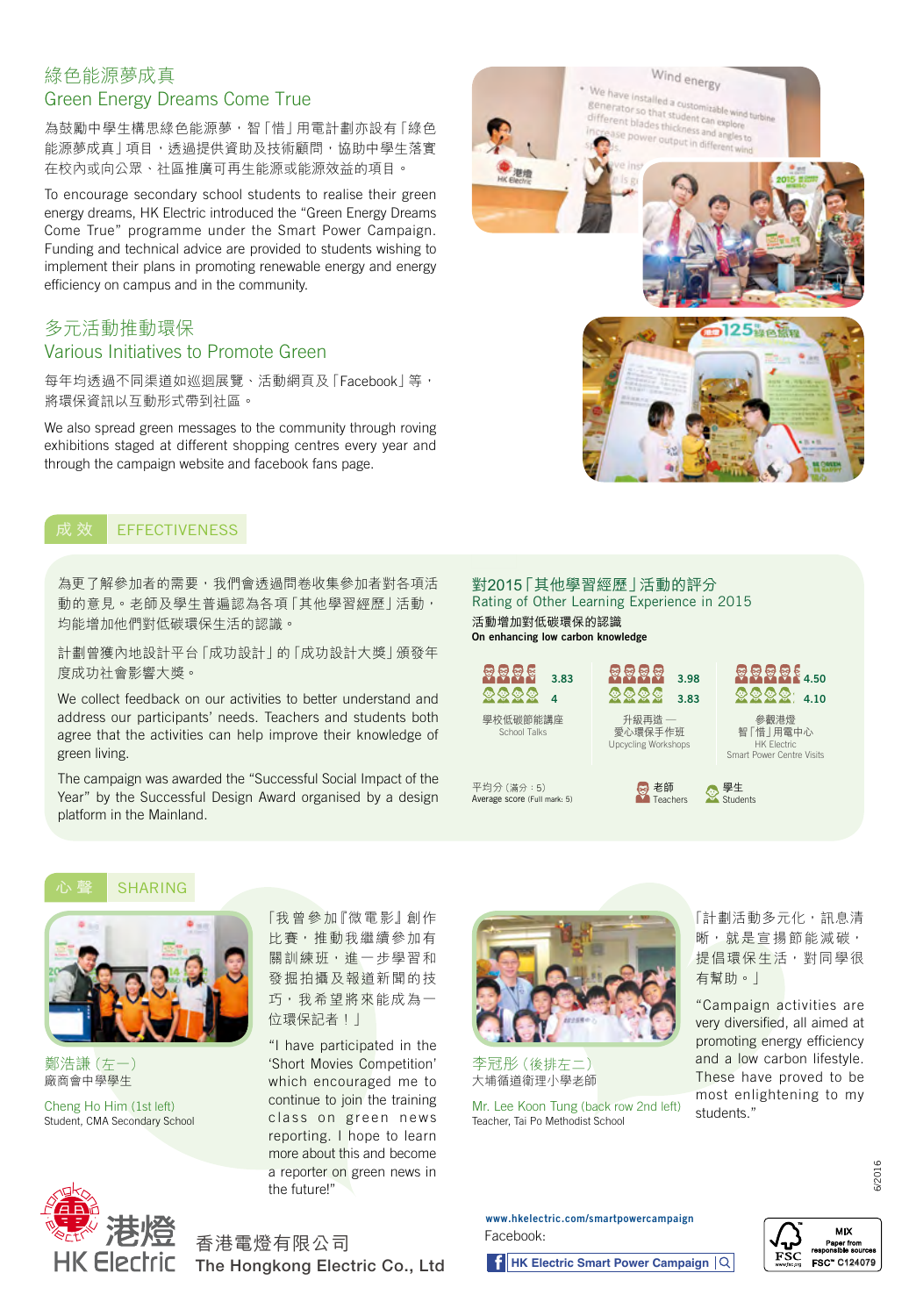## 綠色能源夢成真
## Green Energy Dreams Come True

為鼓勵中學生構思綠色能源夢，智「惜」用電計劃亦設有「綠色能源夢成真」項目，透過提供資助及技術顧問，協助中學生落實在校內或向公眾、社區推廣可再生能源或能源效益的項目。

To encourage secondary school students to realise their green energy dreams, HK Electric introduced the "Green Energy Dreams Come True" programme under the Smart Power Campaign. Funding and technical advice are provided to students wishing to implement their plans in promoting renewable energy and energy efficiency on campus and in the community.

## 多元活動推動環保
## Various Initiatives to Promote Green

每年均透過不同渠道如巡迴展覽、活動網頁及「Facebook」等，將環保資訊以互動形式帶到社區。

We also spread green messages to the community through roving exhibitions staged at different shopping centres every year and through the campaign website and facebook fans page.

## 成效 EFFECTIVENESS

為更了解參加者的需要，我們會透過問卷收集參加者對各項活動的意見。老師及學生普遍認為各項「其他學習經歷」活動，均能增加他們對低碳環保生活的認識。

計劃曾獲內地設計平台「成功設計」的「成功設計大獎」頒發年度成功社會影響大獎。

We collect feedback on our activities to better understand and address our participants' needs. Teachers and students both agree that the activities can help improve their knowledge of green living.

The campaign was awarded the "Successful Social Impact of the Year" by the Successful Design Award organised by a design platform in the Mainland.

### 對2015「其他學習經歷」活動的評分
### Rating of Other Learning Experience in 2015

**活動增加對低碳環保的認識**
**On enhancing low carbon knowledge**

3.83
4
學校低碳節能講座
School Talks

3.98
3.83
升級再造 — 愛心環保手作班
Upcycling Workshops

4.50
4.10
參觀港燈智「惜」用電中心
HK Electric Smart Power Centre Visits

平均分（滿分：5）
Average score (Full mark: 5)

老師 Teachers
學生 Students

## 心聲 SHARING

「我曾參加『微電影』創作比賽，推動我繼續參加有關訓練班，進一步學習和發掘拍攝及報道新聞的技巧，我希望將來能成為一位環保記者！」

"I have participated in the 'Short Movies Competition' which encouraged me to continue to join the training class on green news reporting. I hope to learn more about this and become a reporter on green news in the future!"

鄭浩謙（左一）
廠商會中學學生

Cheng Ho Him (1st left)
Student, CMA Secondary School

「計劃活動多元化，訊息清晰，就是宣揚節能減碳，提倡環保生活，對同學很有幫助。」

"Campaign activities are very diversified, all aimed at promoting energy efficiency and a low carbon lifestyle. These have proved to be most enlightening to my students."

李冠彤（後排左二）
大埔循道衛理小學老師

Mr. Lee Koon Tung (back row 2nd left)
Teacher, Tai Po Methodist School

港燈 HK Electric
香港電燈有限公司
The Hongkong Electric Co., Ltd

www.hkelectric.com/smartpowercampaign
Facebook: HK Electric Smart Power Campaign

MIX Paper from responsible sources FSC™ C124079

6/2016